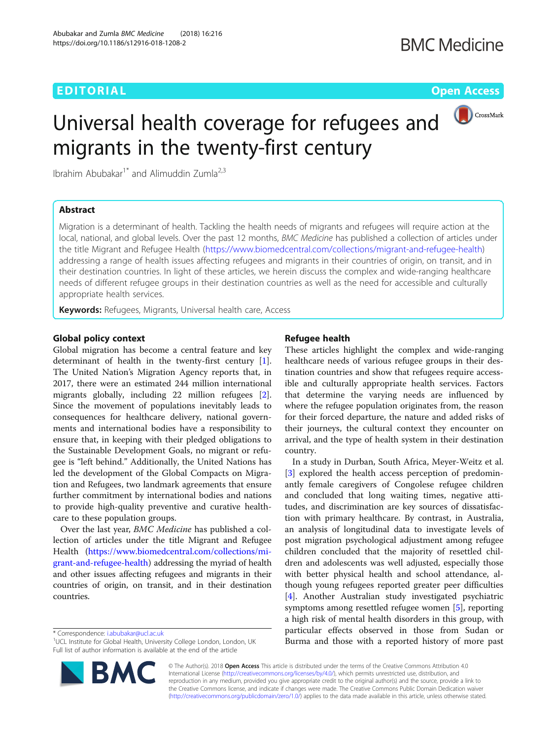EDITORIAL

Open Access

# Universal health coverage for refugees and migrants in the twenty-first century

Ibrahim Abubakar[1*] and Alimuddin Zumla[2,3]

## Abstract

Migration is a determinant of health. Tackling the health needs of migrants and refugees will require action at the local, national, and global levels. Over the past 12 months, *BMC Medicine* has published a collection of articles under the title Migrant and Refugee Health (https://www.biomedcentral.com/collections/migrant-and-refugee-health) addressing a range of health issues affecting refugees and migrants in their countries of origin, on transit, and in their destination countries. In light of these articles, we herein discuss the complex and wide-ranging healthcare needs of different refugee groups in their destination countries as well as the need for accessible and culturally appropriate health services.

**Keywords:** Refugees, Migrants, Universal health care, Access

## Global policy context

Global migration has become a central feature and key determinant of health in the twenty-first century [1]. The United Nation's Migration Agency reports that, in 2017, there were an estimated 244 million international migrants globally, including 22 million refugees [2]. Since the movement of populations inevitably leads to consequences for healthcare delivery, national governments and international bodies have a responsibility to ensure that, in keeping with their pledged obligations to the Sustainable Development Goals, no migrant or refugee is "left behind." Additionally, the United Nations has led the development of the Global Compacts on Migration and Refugees, two landmark agreements that ensure further commitment by international bodies and nations to provide high-quality preventive and curative healthcare to these population groups.

Over the last year, *BMC Medicine* has published a collection of articles under the title Migrant and Refugee Health (https://www.biomedcentral.com/collections/migrant-and-refugee-health) addressing the myriad of health and other issues affecting refugees and migrants in their countries of origin, on transit, and in their destination countries.

## Refugee health

These articles highlight the complex and wide-ranging healthcare needs of various refugee groups in their destination countries and show that refugees require accessible and culturally appropriate health services. Factors that determine the varying needs are influenced by where the refugee population originates from, the reason for their forced departure, the nature and added risks of their journeys, the cultural context they encounter on arrival, and the type of health system in their destination country.

In a study in Durban, South Africa, Meyer-Weitz et al. [3] explored the health access perception of predominantly female caregivers of Congolese refugee children and concluded that long waiting times, negative attitudes, and discrimination are key sources of dissatisfaction with primary healthcare. By contrast, in Australia, an analysis of longitudinal data to investigate levels of post migration psychological adjustment among refugee children concluded that the majority of resettled children and adolescents was well adjusted, especially those with better physical health and school attendance, although young refugees reported greater peer difficulties [4]. Another Australian study investigated psychiatric symptoms among resettled refugee women [5], reporting a high risk of mental health disorders in this group, with particular effects observed in those from Sudan or Burma and those with a reported history of more past

* Correspondence: i.abubakar@ucl.ac.uk
[1]UCL Institute for Global Health, University College London, London, UK
Full list of author information is available at the end of the article

© The Author(s). 2018 **Open Access** This article is distributed under the terms of the Creative Commons Attribution 4.0 International License (http://creativecommons.org/licenses/by/4.0/), which permits unrestricted use, distribution, and reproduction in any medium, provided you give appropriate credit to the original author(s) and the source, provide a link to the Creative Commons license, and indicate if changes were made. The Creative Commons Public Domain Dedication waiver (http://creativecommons.org/publicdomain/zero/1.0/) applies to the data made available in this article, unless otherwise stated.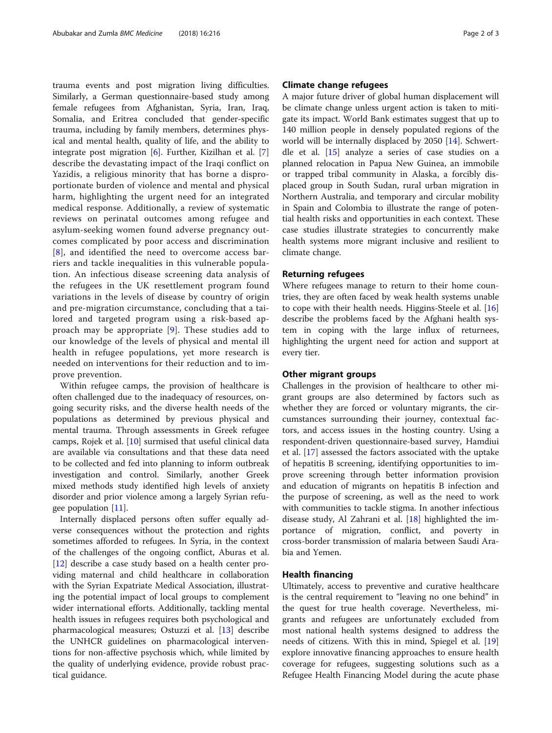trauma events and post migration living difficulties. Similarly, a German questionnaire-based study among female refugees from Afghanistan, Syria, Iran, Iraq, Somalia, and Eritrea concluded that gender-specific trauma, including by family members, determines physical and mental health, quality of life, and the ability to integrate post migration [6]. Further, Kizilhan et al. [7] describe the devastating impact of the Iraqi conflict on Yazidis, a religious minority that has borne a disproportionate burden of violence and mental and physical harm, highlighting the urgent need for an integrated medical response. Additionally, a review of systematic reviews on perinatal outcomes among refugee and asylum-seeking women found adverse pregnancy outcomes complicated by poor access and discrimination [8], and identified the need to overcome access barriers and tackle inequalities in this vulnerable population. An infectious disease screening data analysis of the refugees in the UK resettlement program found variations in the levels of disease by country of origin and pre-migration circumstance, concluding that a tailored and targeted program using a risk-based approach may be appropriate [9]. These studies add to our knowledge of the levels of physical and mental ill health in refugee populations, yet more research is needed on interventions for their reduction and to improve prevention.

Within refugee camps, the provision of healthcare is often challenged due to the inadequacy of resources, ongoing security risks, and the diverse health needs of the populations as determined by previous physical and mental trauma. Through assessments in Greek refugee camps, Rojek et al. [10] surmised that useful clinical data are available via consultations and that these data need to be collected and fed into planning to inform outbreak investigation and control. Similarly, another Greek mixed methods study identified high levels of anxiety disorder and prior violence among a largely Syrian refugee population [11].

Internally displaced persons often suffer equally adverse consequences without the protection and rights sometimes afforded to refugees. In Syria, in the context of the challenges of the ongoing conflict, Aburas et al. [12] describe a case study based on a health center providing maternal and child healthcare in collaboration with the Syrian Expatriate Medical Association, illustrating the potential impact of local groups to complement wider international efforts. Additionally, tackling mental health issues in refugees requires both psychological and pharmacological measures; Ostuzzi et al. [13] describe the UNHCR guidelines on pharmacological interventions for non-affective psychosis which, while limited by the quality of underlying evidence, provide robust practical guidance.

## Climate change refugees

A major future driver of global human displacement will be climate change unless urgent action is taken to mitigate its impact. World Bank estimates suggest that up to 140 million people in densely populated regions of the world will be internally displaced by 2050 [14]. Schwerdtle et al. [15] analyze a series of case studies on a planned relocation in Papua New Guinea, an immobile or trapped tribal community in Alaska, a forcibly displaced group in South Sudan, rural urban migration in Northern Australia, and temporary and circular mobility in Spain and Colombia to illustrate the range of potential health risks and opportunities in each context. These case studies illustrate strategies to concurrently make health systems more migrant inclusive and resilient to climate change.

## Returning refugees

Where refugees manage to return to their home countries, they are often faced by weak health systems unable to cope with their health needs. Higgins-Steele et al. [16] describe the problems faced by the Afghani health system in coping with the large influx of returnees, highlighting the urgent need for action and support at every tier.

## Other migrant groups

Challenges in the provision of healthcare to other migrant groups are also determined by factors such as whether they are forced or voluntary migrants, the circumstances surrounding their journey, contextual factors, and access issues in the hosting country. Using a respondent-driven questionnaire-based survey, Hamdiui et al. [17] assessed the factors associated with the uptake of hepatitis B screening, identifying opportunities to improve screening through better information provision and education of migrants on hepatitis B infection and the purpose of screening, as well as the need to work with communities to tackle stigma. In another infectious disease study, Al Zahrani et al. [18] highlighted the importance of migration, conflict, and poverty in cross-border transmission of malaria between Saudi Arabia and Yemen.

## Health financing

Ultimately, access to preventive and curative healthcare is the central requirement to "leaving no one behind" in the quest for true health coverage. Nevertheless, migrants and refugees are unfortunately excluded from most national health systems designed to address the needs of citizens. With this in mind, Spiegel et al. [19] explore innovative financing approaches to ensure health coverage for refugees, suggesting solutions such as a Refugee Health Financing Model during the acute phase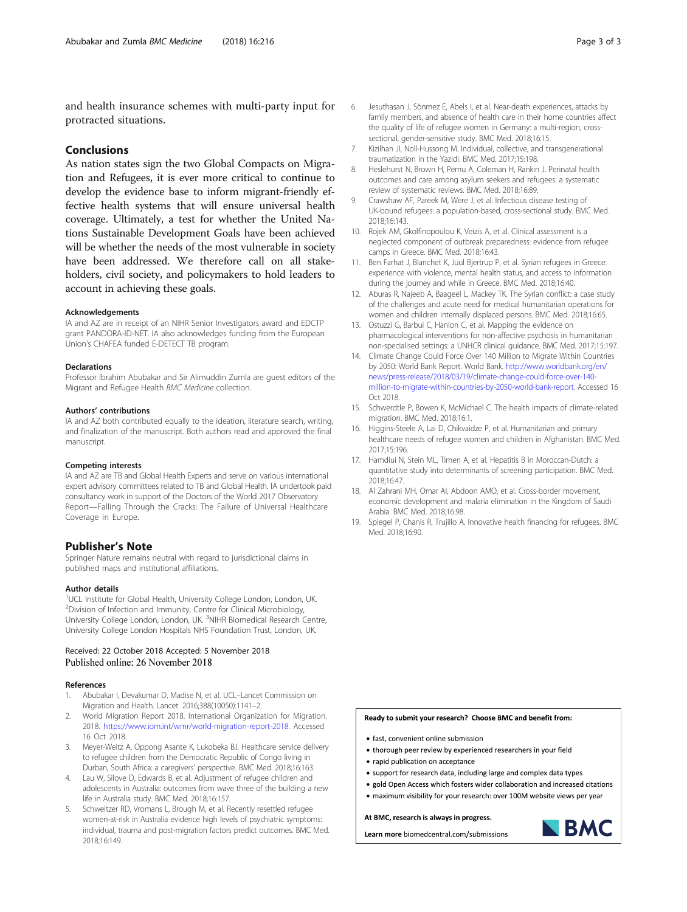and health insurance schemes with multi-party input for protracted situations.

## Conclusions

As nation states sign the two Global Compacts on Migration and Refugees, it is ever more critical to continue to develop the evidence base to inform migrant-friendly effective health systems that will ensure universal health coverage. Ultimately, a test for whether the United Nations Sustainable Development Goals have been achieved will be whether the needs of the most vulnerable in society have been addressed. We therefore call on all stakeholders, civil society, and policymakers to hold leaders to account in achieving these goals.

#### Acknowledgements

IA and AZ are in receipt of an NIHR Senior Investigators award and EDCTP grant PANDORA-ID-NET. IA also acknowledges funding from the European Union's CHAFEA funded E-DETECT TB program.

#### Declarations

Professor Ibrahim Abubakar and Sir Alimuddin Zumla are guest editors of the Migrant and Refugee Health *BMC Medicine* collection.

#### Authors' contributions

IA and AZ both contributed equally to the ideation, literature search, writing, and finalization of the manuscript. Both authors read and approved the final manuscript.

#### Competing interests

IA and AZ are TB and Global Health Experts and serve on various international expert advisory committees related to TB and Global Health. IA undertook paid consultancy work in support of the Doctors of the World 2017 Observatory Report—Falling Through the Cracks: The Failure of Universal Healthcare Coverage in Europe.

## Publisher's Note

Springer Nature remains neutral with regard to jurisdictional claims in published maps and institutional affiliations.

#### Author details

[1]UCL Institute for Global Health, University College London, London, UK. [2]Division of Infection and Immunity, Centre for Clinical Microbiology, University College London, London, UK. [3]NIHR Biomedical Research Centre, University College London Hospitals NHS Foundation Trust, London, UK.

Received: 22 October 2018 Accepted: 5 November 2018
Published online: 26 November 2018

#### References

1. Abubakar I, Devakumar D, Madise N, et al. UCL–Lancet Commission on Migration and Health. Lancet. 2016;388(10050):1141–2.
2. World Migration Report 2018. International Organization for Migration. 2018. https://www.iom.int/wmr/world-migration-report-2018. Accessed 16 Oct 2018.
3. Meyer-Weitz A, Oppong Asante K, Lukobeka BJ. Healthcare service delivery to refugee children from the Democratic Republic of Congo living in Durban, South Africa: a caregivers' perspective. BMC Med. 2018;16:163.
4. Lau W, Silove D, Edwards B, et al. Adjustment of refugee children and adolescents in Australia: outcomes from wave three of the building a new life in Australia study. BMC Med. 2018;16:157.
5. Schweitzer RD, Vromans L, Brough M, et al. Recently resettled refugee women-at-risk in Australia evidence high levels of psychiatric symptoms: individual, trauma and post-migration factors predict outcomes. BMC Med. 2018;16:149.
6. Jesuthasan J, Sönmez E, Abels I, et al. Near-death experiences, attacks by family members, and absence of health care in their home countries affect the quality of life of refugee women in Germany: a multi-region, cross-sectional, gender-sensitive study. BMC Med. 2018;16:15.
7. Kizilhan JI, Noll-Hussong M. Individual, collective, and transgenerational traumatization in the Yazidi. BMC Med. 2017;15:198.
8. Heslehurst N, Brown H, Pemu A, Coleman H, Rankin J. Perinatal health outcomes and care among asylum seekers and refugees: a systematic review of systematic reviews. BMC Med. 2018;16:89.
9. Crawshaw AF, Pareek M, Were J, et al. Infectious disease testing of UK-bound refugees: a population-based, cross-sectional study. BMC Med. 2018;16:143.
10. Rojek AM, Gkolfinopoulou K, Veizis A, et al. Clinical assessment is a neglected component of outbreak preparedness: evidence from refugee camps in Greece. BMC Med. 2018;16:43.
11. Ben Farhat J, Blanchet K, Juul Bjertrup P, et al. Syrian refugees in Greece: experience with violence, mental health status, and access to information during the journey and while in Greece. BMC Med. 2018;16:40.
12. Aburas R, Najeeb A, Baageel L, Mackey TK. The Syrian conflict: a case study of the challenges and acute need for medical humanitarian operations for women and children internally displaced persons. BMC Med. 2018;16:65.
13. Ostuzzi G, Barbui C, Hanlon C, et al. Mapping the evidence on pharmacological interventions for non-affective psychosis in humanitarian non-specialised settings: a UNHCR clinical guidance. BMC Med. 2017;15:197.
14. Climate Change Could Force Over 140 Million to Migrate Within Countries by 2050: World Bank Report. World Bank. http://www.worldbank.org/en/news/press-release/2018/03/19/climate-change-could-force-over-140-million-to-migrate-within-countries-by-2050-world-bank-report. Accessed 16 Oct 2018.
15. Schwerdtle P, Bowen K, McMichael C. The health impacts of climate-related migration. BMC Med. 2018;16:1.
16. Higgins-Steele A, Lai D, Chikvaidze P, et al. Humanitarian and primary healthcare needs of refugee women and children in Afghanistan. BMC Med. 2017;15:196.
17. Hamdiui N, Stein ML, Timen A, et al. Hepatitis B in Moroccan-Dutch: a quantitative study into determinants of screening participation. BMC Med. 2018;16:47.
18. Al Zahrani MH, Omar AI, Abdoon AMO, et al. Cross-border movement, economic development and malaria elimination in the Kingdom of Saudi Arabia. BMC Med. 2018;16:98.
19. Spiegel P, Chanis R, Trujillo A. Innovative health financing for refugees. BMC Med. 2018;16:90.

**Ready to submit your research? Choose BMC and benefit from:**

- fast, convenient online submission
- thorough peer review by experienced researchers in your field
- rapid publication on acceptance
- support for research data, including large and complex data types
- gold Open Access which fosters wider collaboration and increased citations
- maximum visibility for your research: over 100M website views per year

**At BMC, research is always in progress.**

**Learn more** biomedcentral.com/submissions

BMC